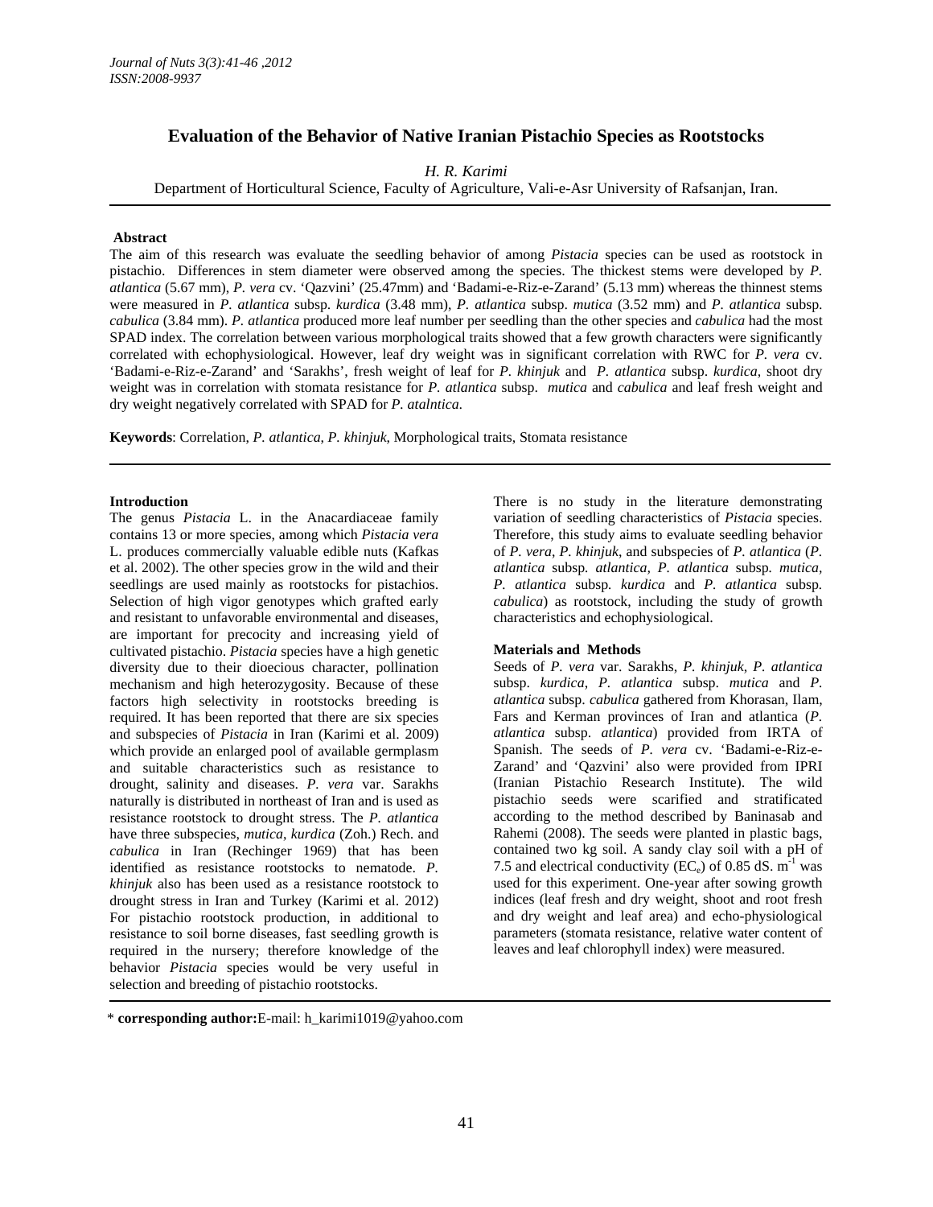# Evaluation of the Behavior of Native Iranian Pistachio Species as Rootstocks

*H. R. Karimi*

Department of Horticultural Science, Faculty of Agriculture, Vali-e-Asr University of Rafsanjan, Iran.

## Abstract

The aim of this research was evaluate the seedling behavior of among *Pistacia* species can be used as rootstock in pistachio. Differences in stem diameter were observed among the species. The thickest stems were developed by *P. atlantica* (5.67 mm), *P. vera* cv. 'Qazvini' (25.47mm) and 'Badami-e-Riz-e-Zarand' (5.13 mm) whereas the thinnest stems were measured in *P. atlantica* subsp. *kurdica* (3.48 mm), *P. atlantica* subsp. *mutica* (3.52 mm) and *P. atlantica* subsp. *cabulica* (3.84 mm). *P. atlantica* produced more leaf number per seedling than the other species and *cabulica* had the most SPAD index. The correlation between various morphological traits showed that a few growth characters were significantly correlated with echophysiological. However, leaf dry weight was in significant correlation with RWC for *P. vera* cv. 'Badami-e-Riz-e-Zarand' and 'Sarakhs', fresh weight of leaf for *P. khinjuk* and *P. atlantica* subsp. *kurdica*, shoot dry weight was in correlation with stomata resistance for *P. atlantica* subsp. *mutica* and *cabulica* and leaf fresh weight and dry weight negatively correlated with SPAD for *P. atalntica*.

**Keywords**: Correlation, *P. atlantica*, *P. khinjuk*, Morphological traits, Stomata resistance

## Introduction

The genus *Pistacia* L. in the Anacardiaceae family contains 13 or more species, among which *Pistacia vera* L. produces commercially valuable edible nuts (Kafkas et al. 2002). The other species grow in the wild and their seedlings are used mainly as rootstocks for pistachios. Selection of high vigor genotypes which grafted early and resistant to unfavorable environmental and diseases, are important for precocity and increasing yield of cultivated pistachio. *Pistacia* species have a high genetic diversity due to their dioecious character, pollination mechanism and high heterozygosity. Because of these factors high selectivity in rootstocks breeding is required. It has been reported that there are six species and subspecies of *Pistacia* in Iran (Karimi et al. 2009) which provide an enlarged pool of available germplasm and suitable characteristics such as resistance to drought, salinity and diseases. *P. vera* var. Sarakhs naturally is distributed in northeast of Iran and is used as resistance rootstock to drought stress. The *P. atlantica* have three subspecies, *mutica*, *kurdica* (Zoh.) Rech. and *cabulica* in Iran (Rechinger 1969) that has been identified as resistance rootstocks to nematode. *P. khinjuk* also has been used as a resistance rootstock to drought stress in Iran and Turkey (Karimi et al. 2012) For pistachio rootstock production, in additional to resistance to soil borne diseases, fast seedling growth is required in the nursery; therefore knowledge of the behavior *Pistacia* species would be very useful in selection and breeding of pistachio rootstocks.

There is no study in the literature demonstrating variation of seedling characteristics of *Pistacia* species. Therefore, this study aims to evaluate seedling behavior of *P. vera*, *P. khinjuk*, and subspecies of *P. atlantica* (*P. atlantica* subsp. *atlantica*, *P. atlantica* subsp. *mutica*, *P. atlantica* subsp. *kurdica* and *P. atlantica* subsp. *cabulica*) as rootstock, including the study of growth characteristics and echophysiological.

## Materials and Methods

Seeds of *P. vera* var. Sarakhs, *P. khinjuk*, *P. atlantica* subsp. *kurdica*, *P. atlantica* subsp. *mutica* and *P. atlantica* subsp. *cabulica* gathered from Khorasan, Ilam, Fars and Kerman provinces of Iran and atlantica (*P. atlantica* subsp. *atlantica*) provided from IRTA of Spanish. The seeds of *P. vera* cv. 'Badami-e-Riz-e-Zarand' and 'Qazvini' also were provided from IPRI (Iranian Pistachio Research Institute). The wild pistachio seeds were scarified and stratificated according to the method described by Baninasab and Rahemi (2008). The seeds were planted in plastic bags, contained two kg soil. A sandy clay soil with a pH of 7.5 and electrical conductivity ($EC_e$) of 0.85 dS. $m^{-1}$ was used for this experiment. One-year after sowing growth indices (leaf fresh and dry weight, shoot and root fresh and dry weight and leaf area) and echo-physiological parameters (stomata resistance, relative water content of leaves and leaf chlorophyll index) were measured.

\* **corresponding author:** E-mail: h_karimi1019@yahoo.com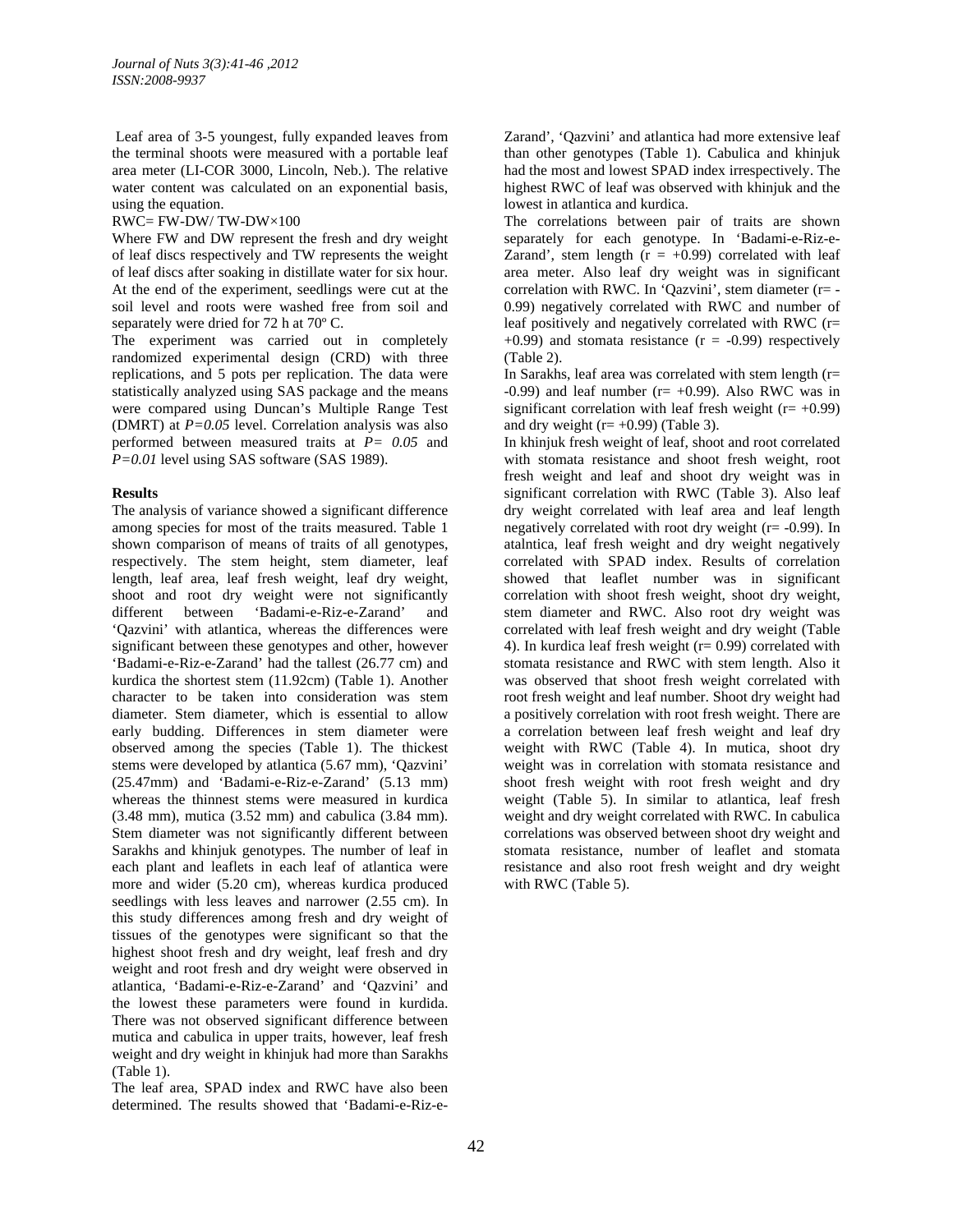Leaf area of 3-5 youngest, fully expanded leaves from the terminal shoots were measured with a portable leaf area meter (LI-COR 3000, Lincoln, Neb.). The relative water content was calculated on an exponential basis, using the equation.

RWC= FW-DW/ TW-DW×100

Where FW and DW represent the fresh and dry weight of leaf discs respectively and TW represents the weight of leaf discs after soaking in distillate water for six hour. At the end of the experiment, seedlings were cut at the soil level and roots were washed free from soil and separately were dried for 72 h at 70º C.

The experiment was carried out in completely randomized experimental design (CRD) with three replications, and 5 pots per replication. The data were statistically analyzed using SAS package and the means were compared using Duncan's Multiple Range Test (DMRT) at $P=0.05$ level. Correlation analysis was also performed between measured traits at $P= 0.05$ and $P=0.01$ level using SAS software (SAS 1989).

## Results

The analysis of variance showed a significant difference among species for most of the traits measured. Table 1 shown comparison of means of traits of all genotypes, respectively. The stem height, stem diameter, leaf length, leaf area, leaf fresh weight, leaf dry weight, shoot and root dry weight were not significantly different between 'Badami-e-Riz-e-Zarand' and 'Qazvini' with atlantica, whereas the differences were significant between these genotypes and other, however 'Badami-e-Riz-e-Zarand' had the tallest (26.77 cm) and kurdica the shortest stem (11.92cm) (Table 1). Another character to be taken into consideration was stem diameter. Stem diameter, which is essential to allow early budding. Differences in stem diameter were observed among the species (Table 1). The thickest stems were developed by atlantica (5.67 mm), 'Qazvini' (25.47mm) and 'Badami-e-Riz-e-Zarand' (5.13 mm) whereas the thinnest stems were measured in kurdica (3.48 mm), mutica (3.52 mm) and cabulica (3.84 mm). Stem diameter was not significantly different between Sarakhs and khinjuk genotypes. The number of leaf in each plant and leaflets in each leaf of atlantica were more and wider (5.20 cm), whereas kurdica produced seedlings with less leaves and narrower (2.55 cm). In this study differences among fresh and dry weight of tissues of the genotypes were significant so that the highest shoot fresh and dry weight, leaf fresh and dry weight and root fresh and dry weight were observed in atlantica, 'Badami-e-Riz-e-Zarand' and 'Qazvini' and the lowest these parameters were found in kurdida. There was not observed significant difference between mutica and cabulica in upper traits, however, leaf fresh weight and dry weight in khinjuk had more than Sarakhs (Table 1).

The leaf area, SPAD index and RWC have also been determined. The results showed that 'Badami-e-Riz-e-Zarand', 'Qazvini' and atlantica had more extensive leaf than other genotypes (Table 1). Cabulica and khinjuk had the most and lowest SPAD index irrespectively. The highest RWC of leaf was observed with khinjuk and the lowest in atlantica and kurdica.

The correlations between pair of traits are shown separately for each genotype. In 'Badami-e-Riz-e-Zarand', stem length ($r = +0.99$) correlated with leaf area meter. Also leaf dry weight was in significant correlation with RWC. In 'Qazvini', stem diameter ($r= -0.99$) negatively correlated with RWC and number of leaf positively and negatively correlated with RWC ($r= +0.99$) and stomata resistance ($r = -0.99$) respectively (Table 2).

In Sarakhs, leaf area was correlated with stem length ($r= -0.99$) and leaf number ($r= +0.99$). Also RWC was in significant correlation with leaf fresh weight ($r= +0.99$) and dry weight ($r= +0.99$) (Table 3).

In khinjuk fresh weight of leaf, shoot and root correlated with stomata resistance and shoot fresh weight, root fresh weight and leaf and shoot dry weight was in significant correlation with RWC (Table 3). Also leaf dry weight correlated with leaf area and leaf length negatively correlated with root dry weight ($r= -0.99$). In atalntica, leaf fresh weight and dry weight negatively correlated with SPAD index. Results of correlation showed that leaflet number was in significant correlation with shoot fresh weight, shoot dry weight, stem diameter and RWC. Also root dry weight was correlated with leaf fresh weight and dry weight (Table 4). In kurdica leaf fresh weight ($r= 0.99$) correlated with stomata resistance and RWC with stem length. Also it was observed that shoot fresh weight correlated with root fresh weight and leaf number. Shoot dry weight had a positively correlation with root fresh weight. There are a correlation between leaf fresh weight and leaf dry weight with RWC (Table 4). In mutica, shoot dry weight was in correlation with stomata resistance and shoot fresh weight with root fresh weight and dry weight (Table 5). In similar to atlantica, leaf fresh weight and dry weight correlated with RWC. In cabulica correlations was observed between shoot dry weight and stomata resistance, number of leaflet and stomata resistance and also root fresh weight and dry weight with RWC (Table 5).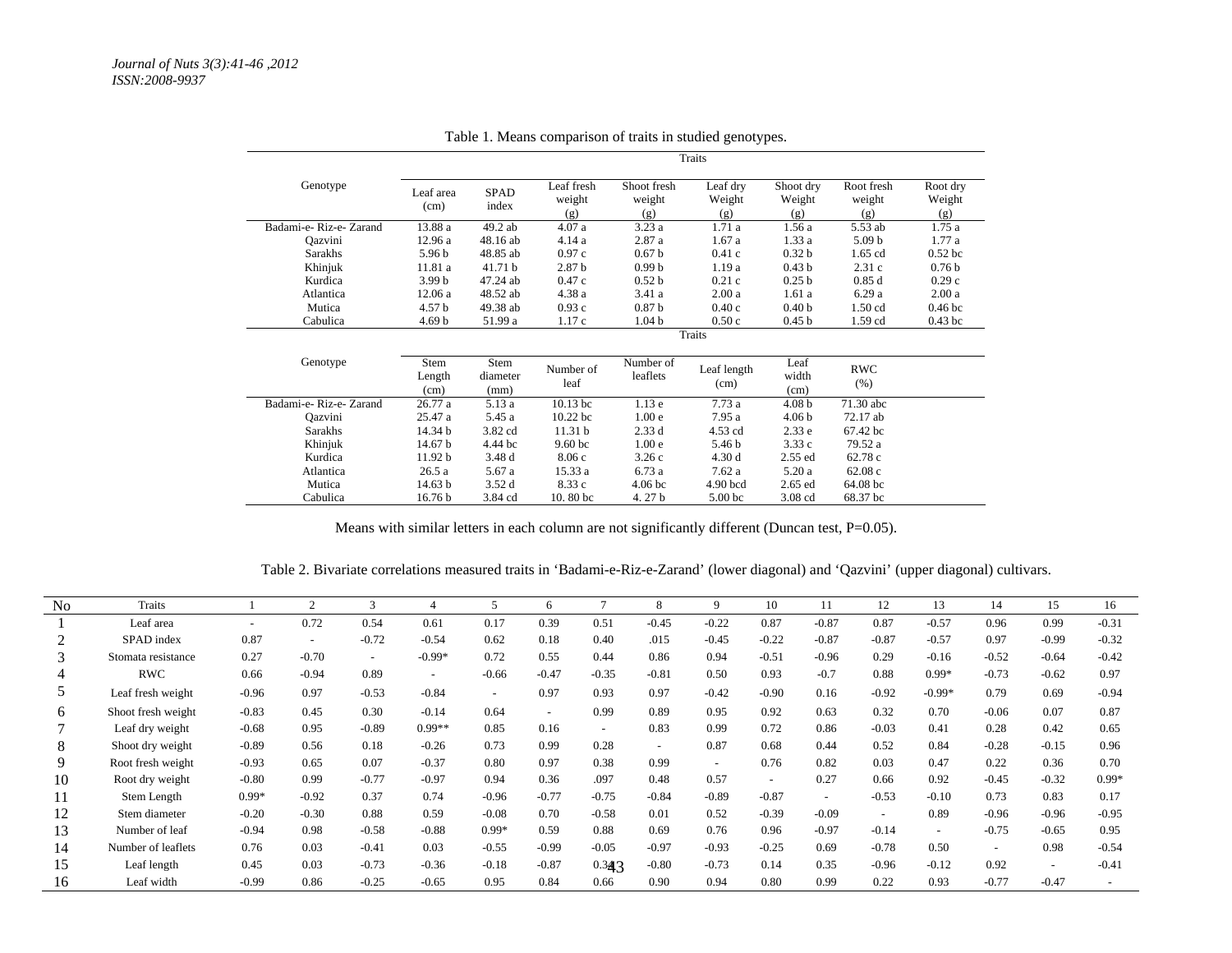Table 1. Means comparison of traits in studied genotypes.

| Genotype | Leaf area (cm) | SPAD index | Leaf fresh weight (g) | Shoot fresh weight (g) | Leaf dry Weight (g) | Shoot dry Weight (g) | Root fresh weight (g) | Root dry Weight (g) |
|---|---|---|---|---|---|---|---|---|
| Badami-e- Riz-e- Zarand | 13.88 a | 49.2 ab | 4.07 a | 3.23 a | 1.71 a | 1.56 a | 5.53 ab | 1.75 a |
| Qazvini | 12.96 a | 48.16 ab | 4.14 a | 2.87 a | 1.67 a | 1.33 a | 5.09 b | 1.77 a |
| Sarakhs | 5.96 b | 48.85 ab | 0.97 c | 0.67 b | 0.41 c | 0.32 b | 1.65 cd | 0.52 bc |
| Khinjuk | 11.81 a | 41.71 b | 2.87 b | 0.99 b | 1.19 a | 0.43 b | 2.31 c | 0.76 b |
| Kurdica | 3.99 b | 47.24 ab | 0.47 c | 0.52 b | 0.21 c | 0.25 b | 0.85 d | 0.29 c |
| Atlantica | 12.06 a | 48.52 ab | 4.38 a | 3.41 a | 2.00 a | 1.61 a | 6.29 a | 2.00 a |
| Mutica | 4.57 b | 49.38 ab | 0.93 c | 0.87 b | 0.40 c | 0.40 b | 1.50 cd | 0.46 bc |
| Cabulica | 4.69 b | 51.99 a | 1.17 c | 1.04 b | 0.50 c | 0.45 b | 1.59 cd | 0.43 bc |

| Genotype | Stem Length (cm) | Stem diameter (mm) | Number of leaf | Number of leaflets | Leaf length (cm) | Leaf width (cm) | RWC (%) |
|---|---|---|---|---|---|---|---|
| Badami-e- Riz-e- Zarand | 26.77 a | 5.13 a | 10.13 bc | 1.13 e | 7.73 a | 4.08 b | 71.30 abc |
| Qazvini | 25.47 a | 5.45 a | 10.22 bc | 1.00 e | 7.95 a | 4.06 b | 72.17 ab |
| Sarakhs | 14.34 b | 3.82 cd | 11.31 b | 2.33 d | 4.53 cd | 2.33 e | 67.42 bc |
| Khinjuk | 14.67 b | 4.44 bc | 9.60 bc | 1.00 e | 5.46 b | 3.33 c | 79.52 a |
| Kurdica | 11.92 b | 3.48 d | 8.06 c | 3.26 c | 4.30 d | 2.55 ed | 62.78 c |
| Atlantica | 26.5 a | 5.67 a | 15.33 a | 6.73 a | 7.62 a | 5.20 a | 62.08 c |
| Mutica | 14.63 b | 3.52 d | 8.33 c | 4.06 bc | 4.90 bcd | 2.65 ed | 64.08 bc |
| Cabulica | 16.76 b | 3.84 cd | 10. 80 bc | 4. 27 b | 5.00 bc | 3.08 cd | 68.37 bc |

Means with similar letters in each column are not significantly different (Duncan test, P=0.05).

Table 2. Bivariate correlations measured traits in 'Badami-e-Riz-e-Zarand' (lower diagonal) and 'Qazvini' (upper diagonal) cultivars.

| No | Traits | 1 | 2 | 3 | 4 | 5 | 6 | 7 | 8 | 9 | 10 | 11 | 12 | 13 | 14 | 15 | 16 |
|---|---|---|---|---|---|---|---|---|---|---|---|---|---|---|---|---|---|
| 1 | Leaf area | - | 0.72 | 0.54 | 0.61 | 0.17 | 0.39 | 0.51 | -0.45 | -0.22 | 0.87 | -0.87 | 0.87 | -0.57 | 0.96 | 0.99 | -0.31 |
| 2 | SPAD index | 0.87 | - | -0.72 | -0.54 | 0.62 | 0.18 | 0.40 | .015 | -0.45 | -0.22 | -0.87 | -0.87 | -0.57 | 0.97 | -0.99 | -0.32 |
| 3 | Stomata resistance | 0.27 | -0.70 | - | -0.99* | 0.72 | 0.55 | 0.44 | 0.86 | 0.94 | -0.51 | -0.96 | 0.29 | -0.16 | -0.52 | -0.64 | -0.42 |
| 4 | RWC | 0.66 | -0.94 | 0.89 | - | -0.66 | -0.47 | -0.35 | -0.81 | 0.50 | 0.93 | -0.7 | 0.88 | 0.99* | -0.73 | -0.62 | 0.97 |
| 5 | Leaf fresh weight | -0.96 | 0.97 | -0.53 | -0.84 | - | 0.97 | 0.93 | 0.97 | -0.42 | -0.90 | 0.16 | -0.92 | -0.99* | 0.79 | 0.69 | -0.94 |
| 6 | Shoot fresh weight | -0.83 | 0.45 | 0.30 | -0.14 | 0.64 | - | 0.99 | 0.89 | 0.95 | 0.92 | 0.63 | 0.32 | 0.70 | -0.06 | 0.07 | 0.87 |
| 7 | Leaf dry weight | -0.68 | 0.95 | -0.89 | 0.99** | 0.85 | 0.16 | - | 0.83 | 0.99 | 0.72 | 0.86 | -0.03 | 0.41 | 0.28 | 0.42 | 0.65 |
| 8 | Shoot dry weight | -0.89 | 0.56 | 0.18 | -0.26 | 0.73 | 0.99 | 0.28 | - | 0.87 | 0.68 | 0.44 | 0.52 | 0.84 | -0.28 | -0.15 | 0.96 |
| 9 | Root fresh weight | -0.93 | 0.65 | 0.07 | -0.37 | 0.80 | 0.97 | 0.38 | 0.99 | - | 0.76 | 0.82 | 0.03 | 0.47 | 0.22 | 0.36 | 0.70 |
| 10 | Root dry weight | -0.80 | 0.99 | -0.77 | -0.97 | 0.94 | 0.36 | .097 | 0.48 | 0.57 | - | 0.27 | 0.66 | 0.92 | -0.45 | -0.32 | 0.99* |
| 11 | Stem Length | 0.99* | -0.92 | 0.37 | 0.74 | -0.96 | -0.77 | -0.75 | -0.84 | -0.89 | -0.87 | - | -0.53 | -0.10 | 0.73 | 0.83 | 0.17 |
| 12 | Stem diameter | -0.20 | -0.30 | 0.88 | 0.59 | -0.08 | 0.70 | -0.58 | 0.01 | 0.52 | -0.39 | -0.09 | - | 0.89 | -0.96 | -0.96 | -0.95 |
| 13 | Number of leaf | -0.94 | 0.98 | -0.58 | -0.88 | 0.99* | 0.59 | 0.88 | 0.69 | 0.76 | 0.96 | -0.97 | -0.14 | - | -0.75 | -0.65 | 0.95 |
| 14 | Number of leaflets | 0.76 | 0.03 | -0.41 | 0.03 | -0.55 | -0.99 | -0.05 | -0.97 | -0.93 | -0.25 | 0.69 | -0.78 | 0.50 | - | 0.98 | -0.54 |
| 15 | Leaf length | 0.45 | 0.03 | -0.73 | -0.36 | -0.18 | -0.87 | 0.34 | -0.80 | -0.73 | 0.14 | 0.35 | -0.96 | -0.12 | 0.92 | - | -0.41 |
| 16 | Leaf width | -0.99 | 0.86 | -0.25 | -0.65 | 0.95 | 0.84 | 0.66 | 0.90 | 0.94 | 0.80 | 0.99 | 0.22 | 0.93 | -0.77 | -0.47 | - |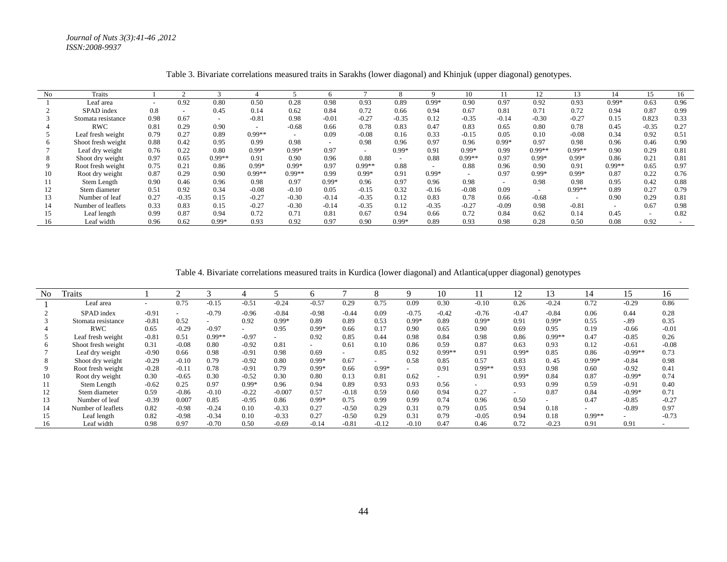Table 3. Bivariate correlations measured traits in Sarakhs (lower diagonal) and Khinjuk (upper diagonal) genotypes.

| No | Traits | 1 | 2 | 3 | 4 | 5 | 6 | 7 | 8 | 9 | 10 | 11 | 12 | 13 | 14 | 15 | 16 |
|---|---|---|---|---|---|---|---|---|---|---|---|---|---|---|---|---|---|
| 1 | Leaf area | - | 0.92 | 0.80 | 0.50 | 0.28 | 0.98 | 0.93 | 0.89 | 0.99* | 0.90 | 0.97 | 0.92 | 0.93 | 0.99* | 0.63 | 0.96 |
| 2 | SPAD index | 0.8 | - | 0.45 | 0.14 | 0.62 | 0.84 | 0.72 | 0.66 | 0.94 | 0.67 | 0.81 | 0.71 | 0.72 | 0.94 | 0.87 | 0.99 |
| 3 | Stomata resistance | 0.98 | 0.67 | - | -0.81 | 0.98 | -0.01 | -0.27 | -0.35 | 0.12 | -0.35 | -0.14 | -0.30 | -0.27 | 0.15 | 0.823 | 0.33 |
| 4 | RWC | 0.81 | 0.29 | 0.90 | - | -0.68 | 0.66 | 0.78 | 0.83 | 0.47 | 0.83 | 0.65 | 0.80 | 0.78 | 0.45 | -0.35 | 0.27 |
| 5 | Leaf fresh weight | 0.79 | 0.27 | 0.89 | 0.99** | - | 0.09 | -0.08 | 0.16 | 0.33 | -0.15 | 0.05 | 0.10 | -0.08 | 0.34 | 0.92 | 0.51 |
| 6 | Shoot fresh weight | 0.88 | 0.42 | 0.95 | 0.99 | 0.98 | - | 0.98 | 0.96 | 0.97 | 0.96 | 0.99* | 0.97 | 0.98 | 0.96 | 0.46 | 0.90 |
| 7 | Leaf dry weight | 0.76 | 0.22 | 0.80 | 0.99* | 0.99* | 0.97 | - | 0.99* | 0.91 | 0.99* | 0.99 | 0.99** | 0.99** | 0.90 | 0.29 | 0.81 |
| 8 | Shoot dry weight | 0.97 | 0.65 | 0.99** | 0.91 | 0.90 | 0.96 | 0.88 | - | 0.88 | 0.99** | 0.97 | 0.99* | 0.99* | 0.86 | 0.21 | 0.81 |
| 9 | Root fresh weight | 0.75 | 0.21 | 0.86 | 0.99* | 0.99* | 0.97 | 0.99** | 0.88 | - | 0.88 | 0.96 | 0.90 | 0.91 | 0.99** | 0.65 | 0.97 |
| 10 | Root dry weight | 0.87 | 0.29 | 0.90 | 0.99** | 0.99** | 0.99 | 0.99* | 0.91 | 0.99* | - | 0.97 | 0.99* | 0.99* | 0.87 | 0.22 | 0.76 |
| 11 | Stem Length | 0.90 | 0.46 | 0.96 | 0.98 | 0.97 | 0.99* | 0.96 | 0.97 | 0.96 | 0.98 | - | 0.98 | 0.98 | 0.95 | 0.42 | 0.88 |
| 12 | Stem diameter | 0.51 | 0.92 | 0.34 | -0.08 | -0.10 | 0.05 | -0.15 | 0.32 | -0.16 | -0.08 | 0.09 | - | 0.99** | 0.89 | 0.27 | 0.79 |
| 13 | Number of leaf | 0.27 | -0.35 | 0.15 | -0.27 | -0.30 | -0.14 | -0.35 | 0.12 | 0.83 | 0.78 | 0.66 | -0.68 | - | 0.90 | 0.29 | 0.81 |
| 14 | Number of leaflets | 0.33 | 0.83 | 0.15 | -0.27 | -0.30 | -0.14 | -0.35 | 0.12 | -0.35 | -0.27 | -0.09 | 0.98 | -0.81 | - | 0.67 | 0.98 |
| 15 | Leaf length | 0.99 | 0.87 | 0.94 | 0.72 | 0.71 | 0.81 | 0.67 | 0.94 | 0.66 | 0.72 | 0.84 | 0.62 | 0.14 | 0.45 | - | 0.82 |
| 16 | Leaf width | 0.96 | 0.62 | 0.99* | 0.93 | 0.92 | 0.97 | 0.90 | 0.99* | 0.89 | 0.93 | 0.98 | 0.28 | 0.50 | 0.08 | 0.92 | - |

Table 4. Bivariate correlations measured traits in Kurdica (lower diagonal) and Atlantica(upper diagonal) genotypes

| No | Traits | 1 | 2 | 3 | 4 | 5 | 6 | 7 | 8 | 9 | 10 | 11 | 12 | 13 | 14 | 15 | 16 |
|---|---|---|---|---|---|---|---|---|---|---|---|---|---|---|---|---|---|
| 1 | Leaf area | - | 0.75 | -0.15 | -0.51 | -0.24 | -0.57 | 0.29 | 0.75 | 0.09 | 0.30 | -0.10 | 0.26 | -0.24 | 0.72 | -0.29 | 0.86 |
| 2 | SPAD index | -0.91 | - | -0.79 | -0.96 | -0.84 | -0.98 | -0.44 | 0.09 | -0.75 | -0.42 | -0.76 | -0.47 | -0.84 | 0.06 | 0.44 | 0.28 |
| 3 | Stomata resistance | -0.81 | 0.52 | - | 0.92 | 0.99* | 0.89 | 0.89 | 0.53 | 0.99* | 0.89 | 0.99* | 0.91 | 0.99* | 0.55 | -.89 | 0.35 |
| 4 | RWC | 0.65 | -0.29 | -0.97 | - | 0.95 | 0.99* | 0.66 | 0.17 | 0.90 | 0.65 | 0.90 | 0.69 | 0.95 | 0.19 | -0.66 | -0.01 |
| 5 | Leaf fresh weight | -0.81 | 0.51 | 0.99** | -0.97 | - | 0.92 | 0.85 | 0.44 | 0.98 | 0.84 | 0.98 | 0.86 | 0.99** | 0.47 | -0.85 | 0.26 |
| 6 | Shoot fresh weight | 0.31 | -0.08 | 0.80 | -0.92 | 0.81 | - | 0.61 | 0.10 | 0.86 | 0.59 | 0.87 | 0.63 | 0.93 | 0.12 | -0.61 | -0.08 |
| 7 | Leaf dry weight | -0.90 | 0.66 | 0.98 | -0.91 | 0.98 | 0.69 | - | 0.85 | 0.92 | 0.99** | 0.91 | 0.99* | 0.85 | 0.86 | -0.99** | 0.73 |
| 8 | Shoot dry weight | -0.29 | -0.10 | 0.79 | -0.92 | 0.80 | 0.99* | 0.67 | - | 0.58 | 0.85 | 0.57 | 0.83 | 0. 45 | 0.99* | -0.84 | 0.98 |
| 9 | Root fresh weight | -0.28 | -0.11 | 0.78 | -0.91 | 0.79 | 0.99* | 0.66 | 0.99* | - | 0.91 | 0.99** | 0.93 | 0.98 | 0.60 | -0.92 | 0.41 |
| 10 | Root dry weight | 0.30 | -0.65 | 0.30 | -0.52 | 0.30 | 0.80 | 0.13 | 0.81 | 0.62 | - | 0.91 | 0.99* | 0.84 | 0.87 | -0.99* | 0.74 |
| 11 | Stem Length | -0.62 | 0.25 | 0.97 | 0.99* | 0.96 | 0.94 | 0.89 | 0.93 | 0.93 | 0.56 | - | 0.93 | 0.99 | 0.59 | -0.91 | 0.40 |
| 12 | Stem diameter | 0.59 | -0.86 | -0.10 | -0.22 | -0.007 | 0.57 | -0.18 | 0.59 | 0.60 | 0.94 | 0.27 | - | 0.87 | 0.84 | -0.99* | 0.71 |
| 13 | Number of leaf | -0.39 | 0.007 | 0.85 | -0.95 | 0.86 | 0.99* | 0.75 | 0.99 | 0.99 | 0.74 | 0.96 | 0.50 | - | 0.47 | -0.85 | -0.27 |
| 14 | Number of leaflets | 0.82 | -0.98 | -0.24 | 0.10 | -0.33 | 0.27 | -0.50 | 0.29 | 0.31 | 0.79 | 0.05 | 0.94 | 0.18 | - | -0.89 | 0.97 |
| 15 | Leaf length | 0.82 | -0.98 | -0.34 | 0.10 | -0.33 | 0.27 | -0.50 | 0.29 | 0.31 | 0.79 | -0.05 | 0.94 | 0.18 | 0.99** | - | -0.73 |
| 16 | Leaf width | 0.98 | 0.97 | -0.70 | 0.50 | -0.69 | -0.14 | -0.81 | -0.12 | -0.10 | 0.47 | 0.46 | 0.72 | -0.23 | 0.91 | 0.91 | - |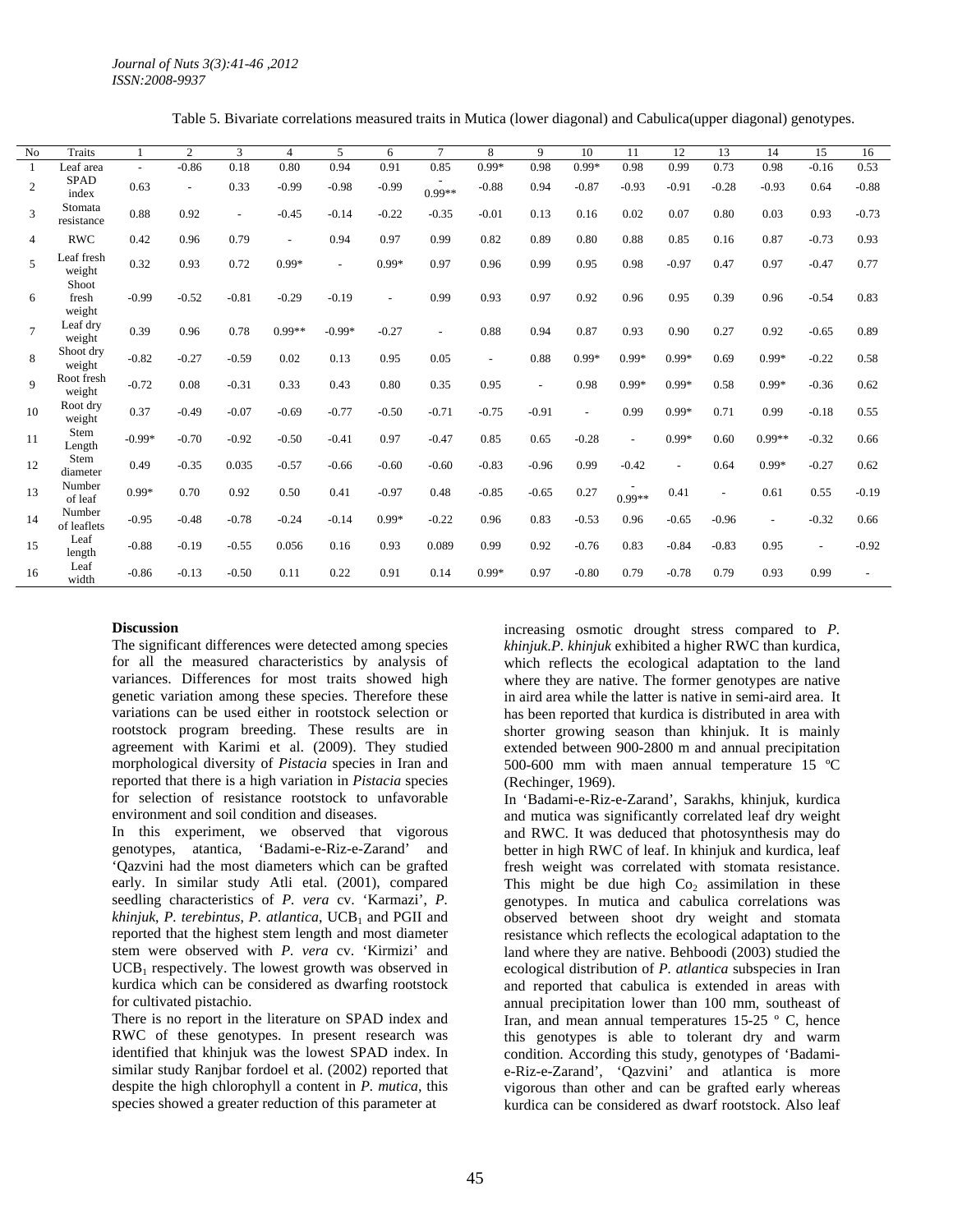Table 5. Bivariate correlations measured traits in Mutica (lower diagonal) and Cabulica(upper diagonal) genotypes.

| No | Traits | 1 | 2 | 3 | 4 | 5 | 6 | 7 | 8 | 9 | 10 | 11 | 12 | 13 | 14 | 15 | 16 |
|---|---|---|---|---|---|---|---|---|---|---|---|---|---|---|---|---|---|
| 1 | Leaf area | - | -0.86 | 0.18 | 0.80 | 0.94 | 0.91 | 0.85 | 0.99* | 0.98 | 0.99* | 0.98 | 0.99 | 0.73 | 0.98 | -0.16 | 0.53 |
| 2 | SPAD index | 0.63 | - | 0.33 | -0.99 | -0.98 | -0.99 | -0.99** | -0.88 | 0.94 | -0.87 | -0.93 | -0.91 | -0.28 | -0.93 | 0.64 | -0.88 |
| 3 | Stomata resistance | 0.88 | 0.92 | - | -0.45 | -0.14 | -0.22 | -0.35 | -0.01 | 0.13 | 0.16 | 0.02 | 0.07 | 0.80 | 0.03 | 0.93 | -0.73 |
| 4 | RWC | 0.42 | 0.96 | 0.79 | - | 0.94 | 0.97 | 0.99 | 0.82 | 0.89 | 0.80 | 0.88 | 0.85 | 0.16 | 0.87 | -0.73 | 0.93 |
| 5 | Leaf fresh weight | 0.32 | 0.93 | 0.72 | 0.99* | - | 0.99* | 0.97 | 0.96 | 0.99 | 0.95 | 0.98 | -0.97 | 0.47 | 0.97 | -0.47 | 0.77 |
| 6 | Shoot fresh weight | -0.99 | -0.52 | -0.81 | -0.29 | -0.19 | - | 0.99 | 0.93 | 0.97 | 0.92 | 0.96 | 0.95 | 0.39 | 0.96 | -0.54 | 0.83 |
| 7 | Leaf dry weight | 0.39 | 0.96 | 0.78 | 0.99** | -0.99* | -0.27 | - | 0.88 | 0.94 | 0.87 | 0.93 | 0.90 | 0.27 | 0.92 | -0.65 | 0.89 |
| 8 | Shoot dry weight | -0.82 | -0.27 | -0.59 | 0.02 | 0.13 | 0.95 | 0.05 | - | 0.88 | 0.99* | 0.99* | 0.99* | 0.69 | 0.99* | -0.22 | 0.58 |
| 9 | Root fresh weight | -0.72 | 0.08 | -0.31 | 0.33 | 0.43 | 0.80 | 0.35 | 0.95 | - | 0.98 | 0.99* | 0.99* | 0.58 | 0.99* | -0.36 | 0.62 |
| 10 | Root dry weight | 0.37 | -0.49 | -0.07 | -0.69 | -0.77 | -0.50 | -0.71 | -0.75 | -0.91 | - | 0.99 | 0.99* | 0.71 | 0.99 | -0.18 | 0.55 |
| 11 | Stem Length | -0.99* | -0.70 | -0.92 | -0.50 | -0.41 | 0.97 | -0.47 | 0.85 | 0.65 | -0.28 | - | 0.99* | 0.60 | 0.99** | -0.32 | 0.66 |
| 12 | Stem diameter | 0.49 | -0.35 | 0.035 | -0.57 | -0.66 | -0.60 | -0.60 | -0.83 | -0.96 | 0.99 | -0.42 | - | 0.64 | 0.99* | -0.27 | 0.62 |
| 13 | Number of leaf | 0.99* | 0.70 | 0.92 | 0.50 | 0.41 | -0.97 | 0.48 | -0.85 | -0.65 | 0.27 | -0.99** | 0.41 | - | 0.61 | 0.55 | -0.19 |
| 14 | Number of leaflets | -0.95 | -0.48 | -0.78 | -0.24 | -0.14 | 0.99* | -0.22 | 0.96 | 0.83 | -0.53 | 0.96 | -0.65 | -0.96 | - | -0.32 | 0.66 |
| 15 | Leaf length | -0.88 | -0.19 | -0.55 | 0.056 | 0.16 | 0.93 | 0.089 | 0.99 | 0.92 | -0.76 | 0.83 | -0.84 | -0.83 | 0.95 | - | -0.92 |
| 16 | Leaf width | -0.86 | -0.13 | -0.50 | 0.11 | 0.22 | 0.91 | 0.14 | 0.99* | 0.97 | -0.80 | 0.79 | -0.78 | 0.79 | 0.93 | 0.99 | - |

**Discussion**

The significant differences were detected among species for all the measured characteristics by analysis of variances. Differences for most traits showed high genetic variation among these species. Therefore these variations can be used either in rootstock selection or rootstock program breeding. These results are in agreement with Karimi et al. (2009). They studied morphological diversity of *Pistacia* species in Iran and reported that there is a high variation in *Pistacia* species for selection of resistance rootstock to unfavorable environment and soil condition and diseases.

In this experiment, we observed that vigorous genotypes, atantica, 'Badami-e-Riz-e-Zarand' and 'Qazvini had the most diameters which can be grafted early. In similar study Atli etal. (2001), compared seedling characteristics of *P. vera* cv. 'Karmazi', *P. khinjuk*, *P. terebintus*, *P. atlantica*, $UCB_1$ and PGII and reported that the highest stem length and most diameter stem were observed with *P. vera* cv. 'Kirmizi' and $UCB_1$ respectively. The lowest growth was observed in kurdica which can be considered as dwarfing rootstock for cultivated pistachio.

There is no report in the literature on SPAD index and RWC of these genotypes. In present research was identified that khinjuk was the lowest SPAD index. In similar study Ranjbar fordoel et al. (2002) reported that despite the high chlorophyll a content in *P. mutica*, this species showed a greater reduction of this parameter at increasing osmotic drought stress compared to *P. khinjuk*.*P. khinjuk* exhibited a higher RWC than kurdica, which reflects the ecological adaptation to the land where they are native. The former genotypes are native in aird area while the latter is native in semi-aird area. It has been reported that kurdica is distributed in area with shorter growing season than khinjuk. It is mainly extended between 900-2800 m and annual precipitation 500-600 mm with maen annual temperature 15 ºC (Rechinger, 1969).

In 'Badami-e-Riz-e-Zarand', Sarakhs, khinjuk, kurdica and mutica was significantly correlated leaf dry weight and RWC. It was deduced that photosynthesis may do better in high RWC of leaf. In khinjuk and kurdica, leaf fresh weight was correlated with stomata resistance. This might be due high $Co_2$ assimilation in these genotypes. In mutica and cabulica correlations was observed between shoot dry weight and stomata resistance which reflects the ecological adaptation to the land where they are native. Behboodi (2003) studied the ecological distribution of *P. atlantica* subspecies in Iran and reported that cabulica is extended in areas with annual precipitation lower than 100 mm, southeast of Iran, and mean annual temperatures 15-25 ° C, hence this genotypes is able to tolerant dry and warm condition. According this study, genotypes of 'Badami-e-Riz-e-Zarand', 'Qazvini' and atlantica is more vigorous than other and can be grafted early whereas kurdica can be considered as dwarf rootstock. Also leaf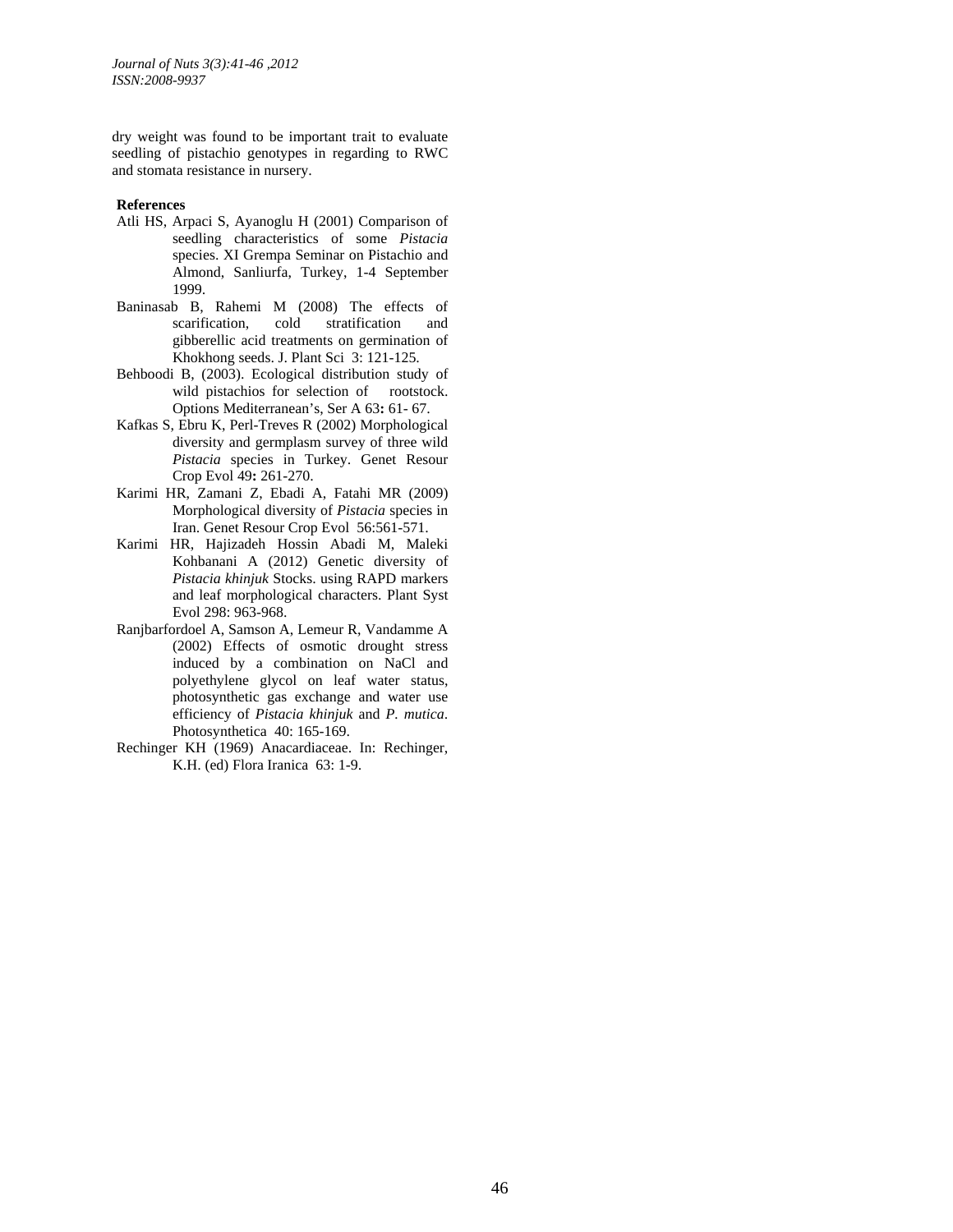dry weight was found to be important trait to evaluate seedling of pistachio genotypes in regarding to RWC and stomata resistance in nursery.

**References**

Atli HS, Arpaci S, Ayanoglu H (2001) Comparison of seedling characteristics of some *Pistacia* species. XI Grempa Seminar on Pistachio and Almond, Sanliurfa, Turkey, 1-4 September 1999.

Baninasab B, Rahemi M (2008) The effects of scarification, cold stratification and gibberellic acid treatments on germination of Khokhong seeds. J. Plant Sci 3: 121-125.

Behboodi B, (2003). Ecological distribution study of wild pistachios for selection of rootstock. Options Mediterranean's, Ser A 63**:** 61- 67.

Kafkas S, Ebru K, Perl-Treves R (2002) Morphological diversity and germplasm survey of three wild *Pistacia* species in Turkey. Genet Resour Crop Evol 49**:** 261-270.

Karimi HR, Zamani Z, Ebadi A, Fatahi MR (2009) Morphological diversity of *Pistacia* species in Iran. Genet Resour Crop Evol 56:561-571.

Karimi HR, Hajizadeh Hossin Abadi M, Maleki Kohbanani A (2012) Genetic diversity of *Pistacia khinjuk* Stocks. using RAPD markers and leaf morphological characters. Plant Syst Evol 298: 963-968.

Ranjbarfordoel A, Samson A, Lemeur R, Vandamme A (2002) Effects of osmotic drought stress induced by a combination on NaCl and polyethylene glycol on leaf water status, photosynthetic gas exchange and water use efficiency of *Pistacia khinjuk* and *P. mutica*. Photosynthetica 40: 165-169.

Rechinger KH (1969) Anacardiaceae. In: Rechinger, K.H. (ed) Flora Iranica 63: 1-9.